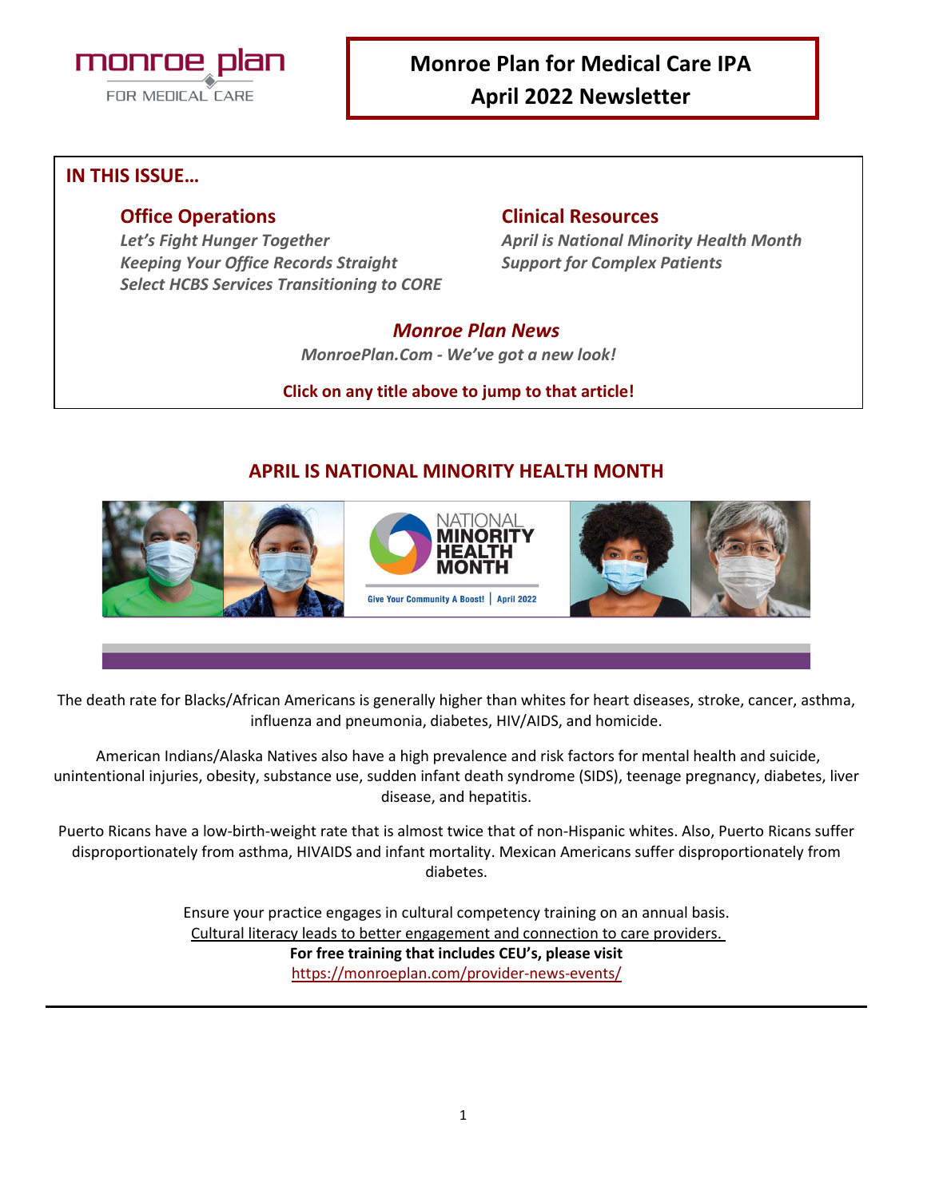monroe plan
FOR MEDICAL CARE

# Monroe Plan for Medical Care IPA
# April 2022 Newsletter

## IN THIS ISSUE…

### Office Operations
*Let's Fight Hunger Together*
*Keeping Your Office Records Straight*
*Select HCBS Services Transitioning to CORE*

### Clinical Resources
*April is National Minority Health Month*
*Support for Complex Patients*

### *Monroe Plan News*
*MonroePlan.Com - We've got a new look!*

**Click on any title above to jump to that article!**

## APRIL IS NATIONAL MINORITY HEALTH MONTH

NATIONAL MINORITY HEALTH MONTH
Give Your Community A Boost! | April 2022

The death rate for Blacks/African Americans is generally higher than whites for heart diseases, stroke, cancer, asthma, influenza and pneumonia, diabetes, HIV/AIDS, and homicide.

American Indians/Alaska Natives also have a high prevalence and risk factors for mental health and suicide, unintentional injuries, obesity, substance use, sudden infant death syndrome (SIDS), teenage pregnancy, diabetes, liver disease, and hepatitis.

Puerto Ricans have a low-birth-weight rate that is almost twice that of non-Hispanic whites. Also, Puerto Ricans suffer disproportionately from asthma, HIVAIDS and infant mortality. Mexican Americans suffer disproportionately from diabetes.

Ensure your practice engages in cultural competency training on an annual basis.
Cultural literacy leads to better engagement and connection to care providers.
**For free training that includes CEU's, please visit**
https://monroeplan.com/provider-news-events/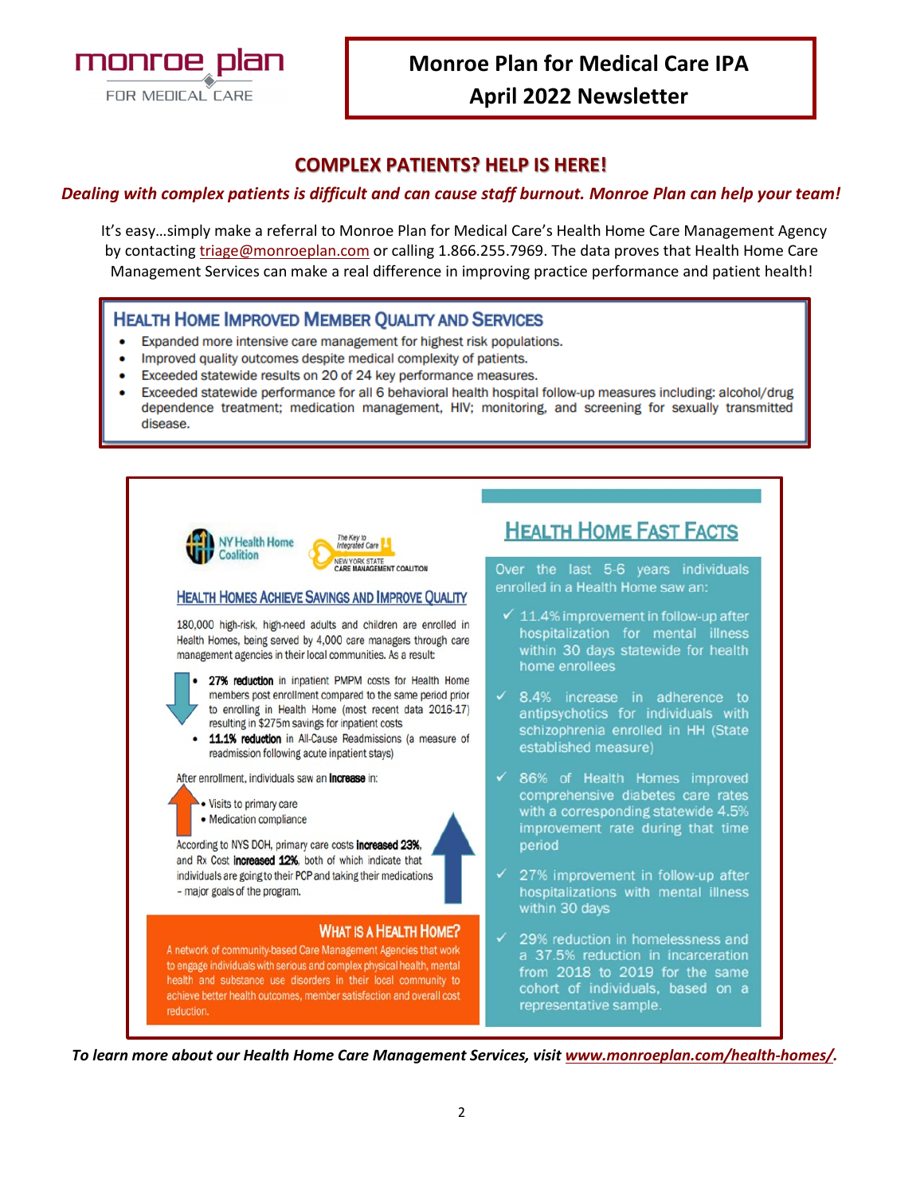# Monroe Plan for Medical Care IPA
## April 2022 Newsletter

## COMPLEX PATIENTS? HELP IS HERE!

***Dealing with complex patients is difficult and can cause staff burnout. Monroe Plan can help your team!***

It's easy…simply make a referral to Monroe Plan for Medical Care's Health Home Care Management Agency by contacting triage@monroeplan.com or calling 1.866.255.7969. The data proves that Health Home Care Management Services can make a real difference in improving practice performance and patient health!

### Health Home Improved Member Quality and Services

- Expanded more intensive care management for highest risk populations.
- Improved quality outcomes despite medical complexity of patients.
- Exceeded statewide results on 20 of 24 key performance measures.
- Exceeded statewide performance for all 6 behavioral health hospital follow-up measures including: alcohol/drug dependence treatment; medication management, HIV; monitoring, and screening for sexually transmitted disease.

NY Health Home Coalition

The Key to Integrated Care — New York State Care Management Coalition

### Health Homes Achieve Savings and Improve Quality

180,000 high-risk, high-need adults and children are enrolled in Health Homes, being served by 4,000 care managers through care management agencies in their local communities. As a result:

- **27% reduction** in inpatient PMPM costs for Health Home members post enrollment compared to the same period prior to enrolling in Health Home (most recent data 2016-17) resulting in $275m savings for inpatient costs
- **11.1% reduction** in All-Cause Readmissions (a measure of readmission following acute inpatient stays)

After enrollment, individuals saw an **increase** in:

- Visits to primary care
- Medication compliance

According to NYS DOH, primary care costs **increased 23%**, and Rx Cost **increased 12%**, both of which indicate that individuals are going to their PCP and taking their medications – major goals of the program.

### What is a Health Home?

A network of community-based Care Management Agencies that work to engage individuals with serious and complex physical health, mental health and substance use disorders in their local community to achieve better health outcomes, member satisfaction and overall cost reduction.

### Health Home Fast Facts

Over the last 5-6 years individuals enrolled in a Health Home saw an:

- ✓ 11.4% improvement in follow-up after hospitalization for mental illness within 30 days statewide for health home enrollees
- ✓ 8.4% increase in adherence to antipsychotics for individuals with schizophrenia enrolled in HH (State established measure)
- ✓ 86% of Health Homes improved comprehensive diabetes care rates with a corresponding statewide 4.5% improvement rate during that time period
- ✓ 27% improvement in follow-up after hospitalizations with mental illness within 30 days
- ✓ 29% reduction in homelessness and a 37.5% reduction in incarceration from 2018 to 2019 for the same cohort of individuals, based on a representative sample.

***To learn more about our Health Home Care Management Services, visit www.monroeplan.com/health-homes/.***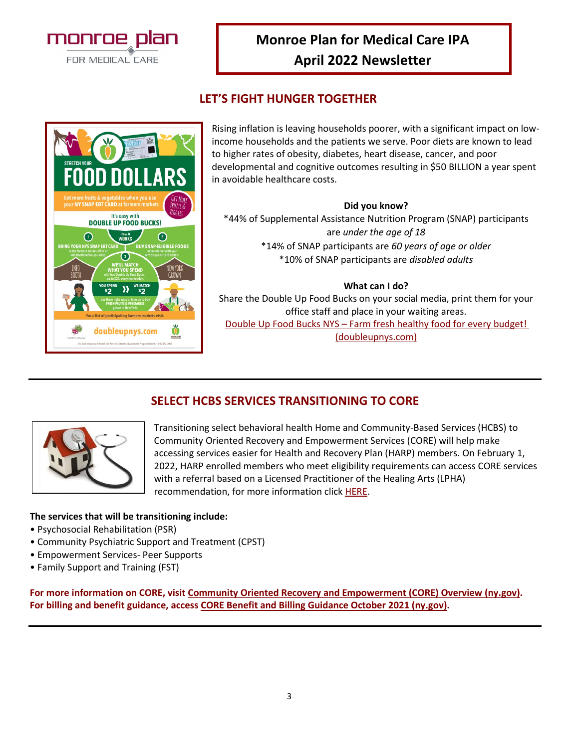# Monroe Plan for Medical Care IPA
## April 2022 Newsletter

## LET'S FIGHT HUNGER TOGETHER

Rising inflation is leaving households poorer, with a significant impact on low-income households and the patients we serve. Poor diets are known to lead to higher rates of obesity, diabetes, heart disease, cancer, and poor developmental and cognitive outcomes resulting in $50 BILLION a year spent in avoidable healthcare costs.

**Did you know?**

*44% of Supplemental Assistance Nutrition Program (SNAP) participants are *under the age of 18*

*14% of SNAP participants are *60 years of age or older*

*10% of SNAP participants are *disabled adults*

**What can I do?**

Share the Double Up Food Bucks on your social media, print them for your office staff and place in your waiting areas.

Double Up Food Bucks NYS – Farm fresh healthy food for every budget! (doubleupnys.com)

## SELECT HCBS SERVICES TRANSITIONING TO CORE

Transitioning select behavioral health Home and Community-Based Services (HCBS) to Community Oriented Recovery and Empowerment Services (CORE) will help make accessing services easier for Health and Recovery Plan (HARP) members. On February 1, 2022, HARP enrolled members who meet eligibility requirements can access CORE services with a referral based on a Licensed Practitioner of the Healing Arts (LPHA) recommendation, for more information click HERE.

**The services that will be transitioning include:**

- Psychosocial Rehabilitation (PSR)
- Community Psychiatric Support and Treatment (CPST)
- Empowerment Services- Peer Supports
- Family Support and Training (FST)

**For more information on CORE, visit Community Oriented Recovery and Empowerment (CORE) Overview (ny.gov). For billing and benefit guidance, access CORE Benefit and Billing Guidance October 2021 (ny.gov).**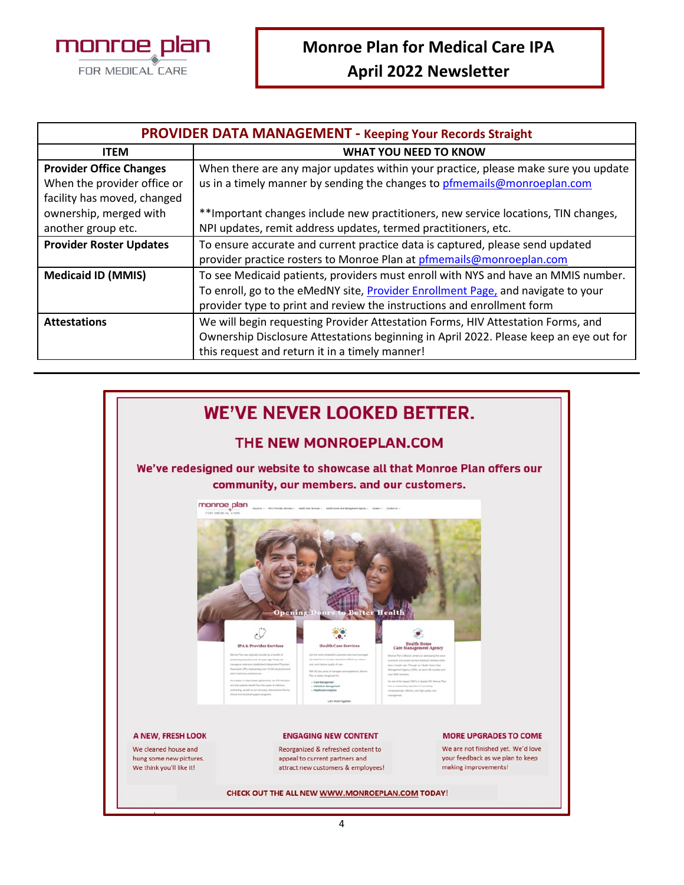# Monroe Plan for Medical Care IPA
## April 2022 Newsletter

| PROVIDER DATA MANAGEMENT - Keeping Your Records Straight | |
|---|---|
| **ITEM** | **WHAT YOU NEED TO KNOW** |
| **Provider Office Changes** When the provider office or facility has moved, changed ownership, merged with another group etc. | When there are any major updates within your practice, please make sure you update us in a timely manner by sending the changes to pfmemails@monroeplan.com<br><br>**Important changes include new practitioners, new service locations, TIN changes, NPI updates, remit address updates, termed practitioners, etc. |
| **Provider Roster Updates** | To ensure accurate and current practice data is captured, please send updated provider practice rosters to Monroe Plan at pfmemails@monroeplan.com |
| **Medicaid ID (MMIS)** | To see Medicaid patients, providers must enroll with NYS and have an MMIS number. To enroll, go to the eMedNY site, Provider Enrollment Page, and navigate to your provider type to print and review the instructions and enrollment form |
| **Attestations** | We will begin requesting Provider Attestation Forms, HIV Attestation Forms, and Ownership Disclosure Attestations beginning in April 2022. Please keep an eye out for this request and return it in a timely manner! |

## WE'VE NEVER LOOKED BETTER.

### THE NEW MONROEPLAN.COM

**We've redesigned our website to showcase all that Monroe Plan offers our community, our members. and our customers.**

**A NEW, FRESH LOOK**

We cleaned house and hung some new pictures. We think you'll like it!

**ENGAGING NEW CONTENT**

Reorganized & refreshed content to appeal to current partners and attract new customers & employees!

**MORE UPGRADES TO COME**

We are not finished yet. We'd love your feedback as we plan to keep making improvements!

**CHECK OUT THE ALL NEW WWW.MONROEPLAN.COM TODAY!**